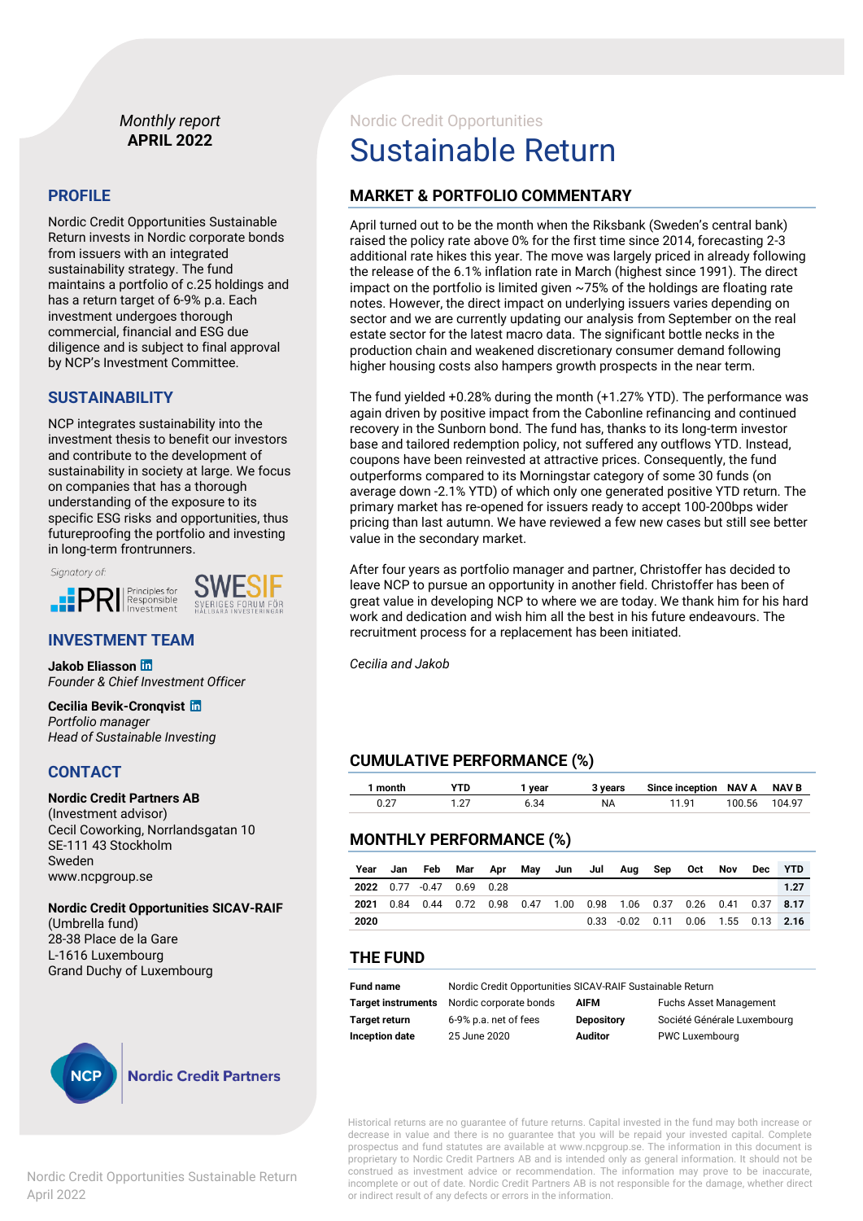*Monthly report*
**APRIL 2022**

## PROFILE

Nordic Credit Opportunities Sustainable Return invests in Nordic corporate bonds from issuers with an integrated sustainability strategy. The fund maintains a portfolio of c.25 holdings and has a return target of 6-9% p.a. Each investment undergoes thorough commercial, financial and ESG due diligence and is subject to final approval by NCP's Investment Committee.

## SUSTAINABILITY

NCP integrates sustainability into the investment thesis to benefit our investors and contribute to the development of sustainability in society at large. We focus on companies that has a thorough understanding of the exposure to its specific ESG risks and opportunities, thus futureproofing the portfolio and investing in long-term frontrunners.

*Signatory of:* PRI Principles for Responsible Investment, SWESIF Sveriges Forum för Hållbara Investeringar

## INVESTMENT TEAM

**Jakob Eliasson**
*Founder & Chief Investment Officer*

**Cecilia Bevik-Cronqvist**
*Portfolio manager*
*Head of Sustainable Investing*

## CONTACT

**Nordic Credit Partners AB**
(Investment advisor)
Cecil Coworking, Norrlandsgatan 10
SE-111 43 Stockholm
Sweden
www.ncpgroup.se

**Nordic Credit Opportunities SICAV-RAIF**
(Umbrella fund)
28-38 Place de la Gare
L-1616 Luxembourg
Grand Duchy of Luxembourg

Nordic Credit Partners

Nordic Credit Opportunities

# Sustainable Return

## MARKET & PORTFOLIO COMMENTARY

April turned out to be the month when the Riksbank (Sweden's central bank) raised the policy rate above 0% for the first time since 2014, forecasting 2-3 additional rate hikes this year. The move was largely priced in already following the release of the 6.1% inflation rate in March (highest since 1991). The direct impact on the portfolio is limited given ~75% of the holdings are floating rate notes. However, the direct impact on underlying issuers varies depending on sector and we are currently updating our analysis from September on the real estate sector for the latest macro data. The significant bottle necks in the production chain and weakened discretionary consumer demand following higher housing costs also hampers growth prospects in the near term.

The fund yielded +0.28% during the month (+1.27% YTD). The performance was again driven by positive impact from the Cabonline refinancing and continued recovery in the Sunborn bond. The fund has, thanks to its long-term investor base and tailored redemption policy, not suffered any outflows YTD. Instead, coupons have been reinvested at attractive prices. Consequently, the fund outperforms compared to its Morningstar category of some 30 funds (on average down -2.1% YTD) of which only one generated positive YTD return. The primary market has re-opened for issuers ready to accept 100-200bps wider pricing than last autumn. We have reviewed a few new cases but still see better value in the secondary market.

After four years as portfolio manager and partner, Christoffer has decided to leave NCP to pursue an opportunity in another field. Christoffer has been of great value in developing NCP to where we are today. We thank him for his hard work and dedication and wish him all the best in his future endeavours. The recruitment process for a replacement has been initiated.

*Cecilia and Jakob*

## CUMULATIVE PERFORMANCE (%)

| 1 month | YTD | 1 year | 3 years | Since inception | NAV A | NAV B |
|---|---|---|---|---|---|---|
| 0.27 | 1.27 | 6.34 | NA | 11.91 | 100.56 | 104.97 |

## MONTHLY PERFORMANCE (%)

| Year | Jan | Feb | Mar | Apr | May | Jun | Jul | Aug | Sep | Oct | Nov | Dec | YTD |
|---|---|---|---|---|---|---|---|---|---|---|---|---|---|
| **2022** | 0.77 | -0.47 | 0.69 | 0.28 | | | | | | | | | **1.27** |
| **2021** | 0.84 | 0.44 | 0.72 | 0.98 | 0.47 | 1.00 | 0.98 | 1.06 | 0.37 | 0.26 | 0.41 | 0.37 | **8.17** |
| **2020** | | | | | | | 0.33 | -0.02 | 0.11 | 0.06 | 1.55 | 0.13 | **2.16** |

## THE FUND

| | | | |
|---|---|---|---|
| **Fund name** | Nordic Credit Opportunities SICAV-RAIF Sustainable Return | | |
| **Target instruments** | Nordic corporate bonds | **AIFM** | Fuchs Asset Management |
| **Target return** | 6-9% p.a. net of fees | **Depository** | Société Générale Luxembourg |
| **Inception date** | 25 June 2020 | **Auditor** | PWC Luxembourg |

Historical returns are no guarantee of future returns. Capital invested in the fund may both increase or decrease in value and there is no guarantee that you will be repaid your invested capital. Complete prospectus and fund statutes are available at www.ncpgroup.se. The information in this document is proprietary to Nordic Credit Partners AB and is intended only as general information. It should not be construed as investment advice or recommendation. The information may prove to be inaccurate, incomplete or out of date. Nordic Credit Partners AB is not responsible for the damage, whether direct or indirect result of any defects or errors in the information.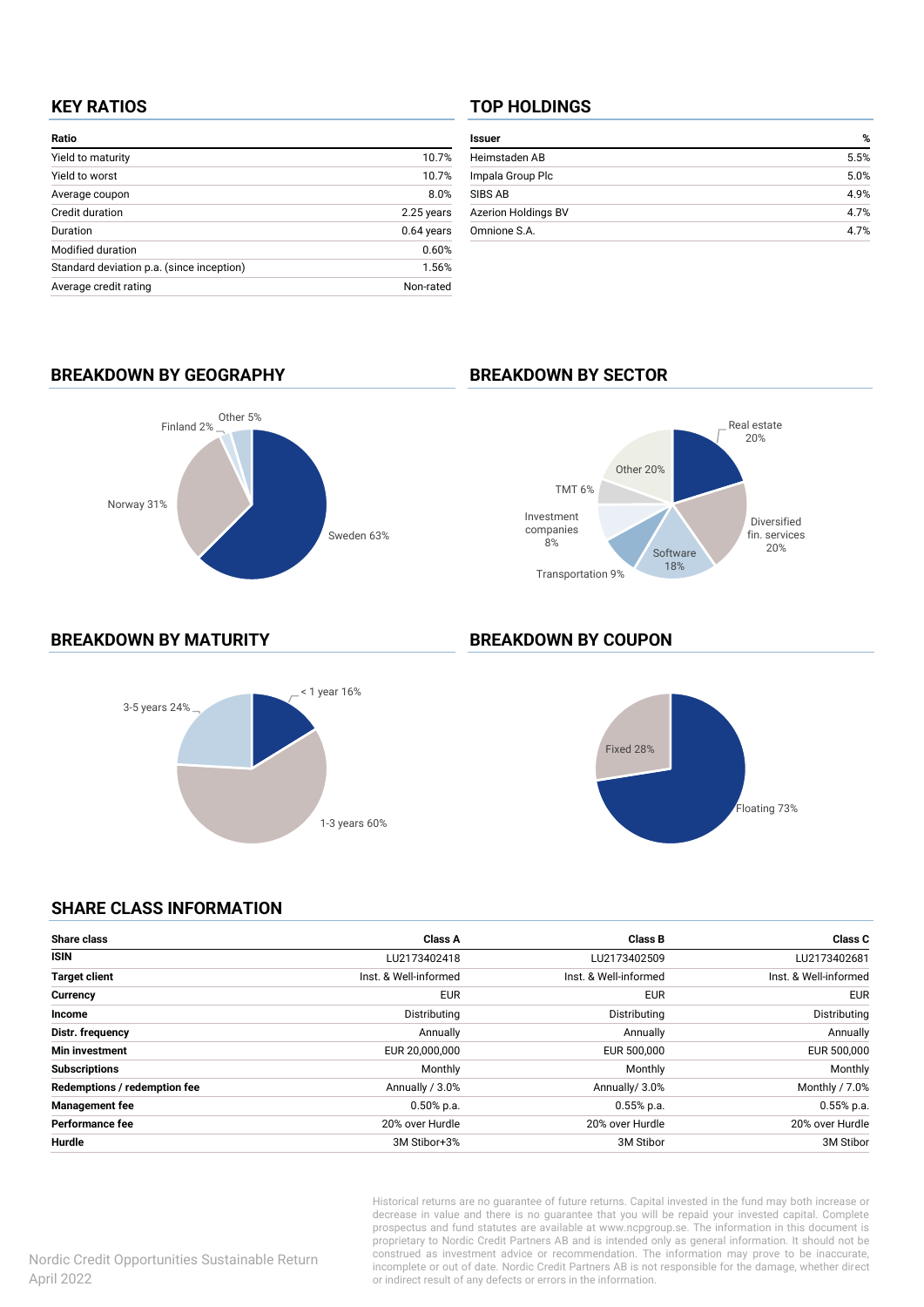## KEY RATIOS

| Ratio | |
|---|---|
| Yield to maturity | 10.7% |
| Yield to worst | 10.7% |
| Average coupon | 8.0% |
| Credit duration | 2.25 years |
| Duration | 0.64 years |
| Modified duration | 0.60% |
| Standard deviation p.a. (since inception) | 1.56% |
| Average credit rating | Non-rated |

## TOP HOLDINGS

| Issuer | % |
|---|---|
| Heimstaden AB | 5.5% |
| Impala Group Plc | 5.0% |
| SIBS AB | 4.9% |
| Azerion Holdings BV | 4.7% |
| Omnione S.A. | 4.7% |

## BREAKDOWN BY GEOGRAPHY

Sweden 63%
Norway 31%
Finland 2%
Other 5%

## BREAKDOWN BY SECTOR

Real estate 20%
Diversified fin. services 20%
Software 18%
Transportation 9%
Investment companies 8%
TMT 6%
Other 20%

## BREAKDOWN BY MATURITY

< 1 year 16%
1-3 years 60%
3-5 years 24%

## BREAKDOWN BY COUPON

Floating 73%
Fixed 28%

## SHARE CLASS INFORMATION

| Share class | Class A | Class B | Class C |
|---|---|---|---|
| **ISIN** | LU2173402418 | LU2173402509 | LU2173402681 |
| **Target client** | Inst. & Well-informed | Inst. & Well-informed | Inst. & Well-informed |
| **Currency** | EUR | EUR | EUR |
| **Income** | Distributing | Distributing | Distributing |
| **Distr. frequency** | Annually | Annually | Annually |
| **Min investment** | EUR 20,000,000 | EUR 500,000 | EUR 500,000 |
| **Subscriptions** | Monthly | Monthly | Monthly |
| **Redemptions / redemption fee** | Annually / 3.0% | Annually/ 3.0% | Monthly / 7.0% |
| **Management fee** | 0.50% p.a. | 0.55% p.a. | 0.55% p.a. |
| **Performance fee** | 20% over Hurdle | 20% over Hurdle | 20% over Hurdle |
| **Hurdle** | 3M Stibor+3% | 3M Stibor | 3M Stibor |

Nordic Credit Opportunities Sustainable Return
April 2022

Historical returns are no guarantee of future returns. Capital invested in the fund may both increase or decrease in value and there is no guarantee that you will be repaid your invested capital. Complete prospectus and fund statutes are available at www.ncpgroup.se. The information in this document is proprietary to Nordic Credit Partners AB and is intended only as general information. It should not be construed as investment advice or recommendation. The information may prove to be inaccurate, incomplete or out of date. Nordic Credit Partners AB is not responsible for the damage, whether direct or indirect result of any defects or errors in the information.